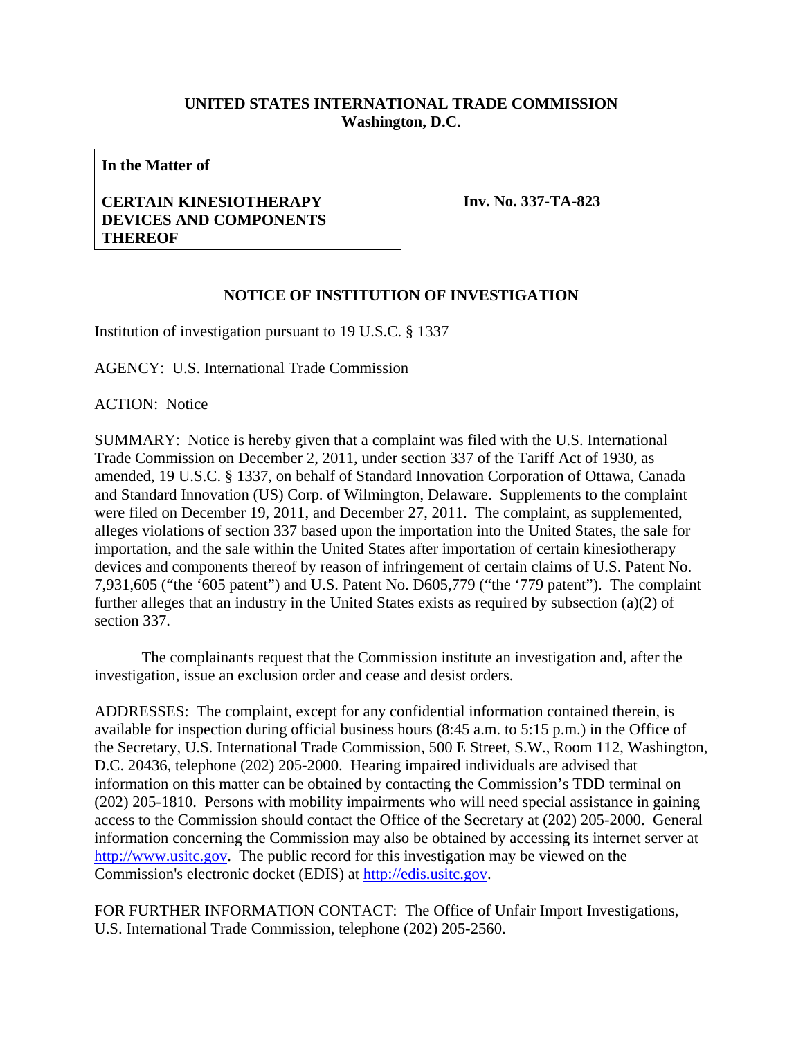**UNITED STATES INTERNATIONAL TRADE COMMISSION**
**Washington, D.C.**

| **In the Matter of** **CERTAIN KINESIOTHERAPY DEVICES AND COMPONENTS THEREOF** | **Inv. No. 337-TA-823** |
|---|---|

## NOTICE OF INSTITUTION OF INVESTIGATION

Institution of investigation pursuant to 19 U.S.C. § 1337

AGENCY: U.S. International Trade Commission

ACTION: Notice

SUMMARY: Notice is hereby given that a complaint was filed with the U.S. International Trade Commission on December 2, 2011, under section 337 of the Tariff Act of 1930, as amended, 19 U.S.C. § 1337, on behalf of Standard Innovation Corporation of Ottawa, Canada and Standard Innovation (US) Corp. of Wilmington, Delaware. Supplements to the complaint were filed on December 19, 2011, and December 27, 2011. The complaint, as supplemented, alleges violations of section 337 based upon the importation into the United States, the sale for importation, and the sale within the United States after importation of certain kinesiotherapy devices and components thereof by reason of infringement of certain claims of U.S. Patent No. 7,931,605 ("the '605 patent") and U.S. Patent No. D605,779 ("the '779 patent"). The complaint further alleges that an industry in the United States exists as required by subsection (a)(2) of section 337.

The complainants request that the Commission institute an investigation and, after the investigation, issue an exclusion order and cease and desist orders.

ADDRESSES: The complaint, except for any confidential information contained therein, is available for inspection during official business hours (8:45 a.m. to 5:15 p.m.) in the Office of the Secretary, U.S. International Trade Commission, 500 E Street, S.W., Room 112, Washington, D.C. 20436, telephone (202) 205-2000. Hearing impaired individuals are advised that information on this matter can be obtained by contacting the Commission's TDD terminal on (202) 205-1810. Persons with mobility impairments who will need special assistance in gaining access to the Commission should contact the Office of the Secretary at (202) 205-2000. General information concerning the Commission may also be obtained by accessing its internet server at http://www.usitc.gov. The public record for this investigation may be viewed on the Commission's electronic docket (EDIS) at http://edis.usitc.gov.

FOR FURTHER INFORMATION CONTACT: The Office of Unfair Import Investigations, U.S. International Trade Commission, telephone (202) 205-2560.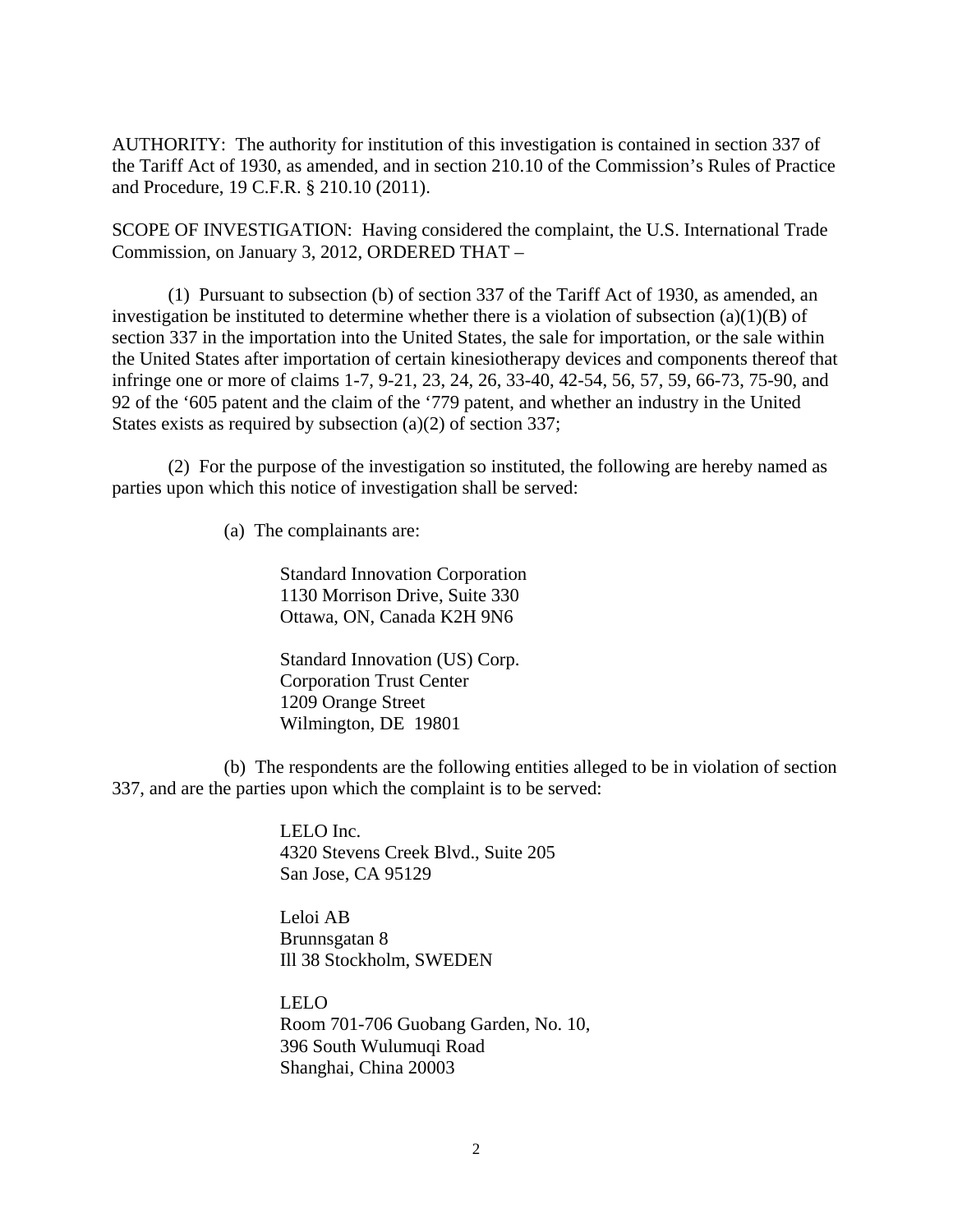AUTHORITY: The authority for institution of this investigation is contained in section 337 of the Tariff Act of 1930, as amended, and in section 210.10 of the Commission's Rules of Practice and Procedure, 19 C.F.R. § 210.10 (2011).

SCOPE OF INVESTIGATION: Having considered the complaint, the U.S. International Trade Commission, on January 3, 2012, ORDERED THAT –

(1) Pursuant to subsection (b) of section 337 of the Tariff Act of 1930, as amended, an investigation be instituted to determine whether there is a violation of subsection (a)(1)(B) of section 337 in the importation into the United States, the sale for importation, or the sale within the United States after importation of certain kinesiotherapy devices and components thereof that infringe one or more of claims 1-7, 9-21, 23, 24, 26, 33-40, 42-54, 56, 57, 59, 66-73, 75-90, and 92 of the '605 patent and the claim of the '779 patent, and whether an industry in the United States exists as required by subsection (a)(2) of section 337;

(2) For the purpose of the investigation so instituted, the following are hereby named as parties upon which this notice of investigation shall be served:

(a) The complainants are:

Standard Innovation Corporation
1130 Morrison Drive, Suite 330
Ottawa, ON, Canada K2H 9N6

Standard Innovation (US) Corp.
Corporation Trust Center
1209 Orange Street
Wilmington, DE 19801

(b) The respondents are the following entities alleged to be in violation of section 337, and are the parties upon which the complaint is to be served:

LELO Inc.
4320 Stevens Creek Blvd., Suite 205
San Jose, CA 95129

Leloi AB
Brunnsgatan 8
Ill 38 Stockholm, SWEDEN

LELO
Room 701-706 Guobang Garden, No. 10,
396 South Wulumuqi Road
Shanghai, China 20003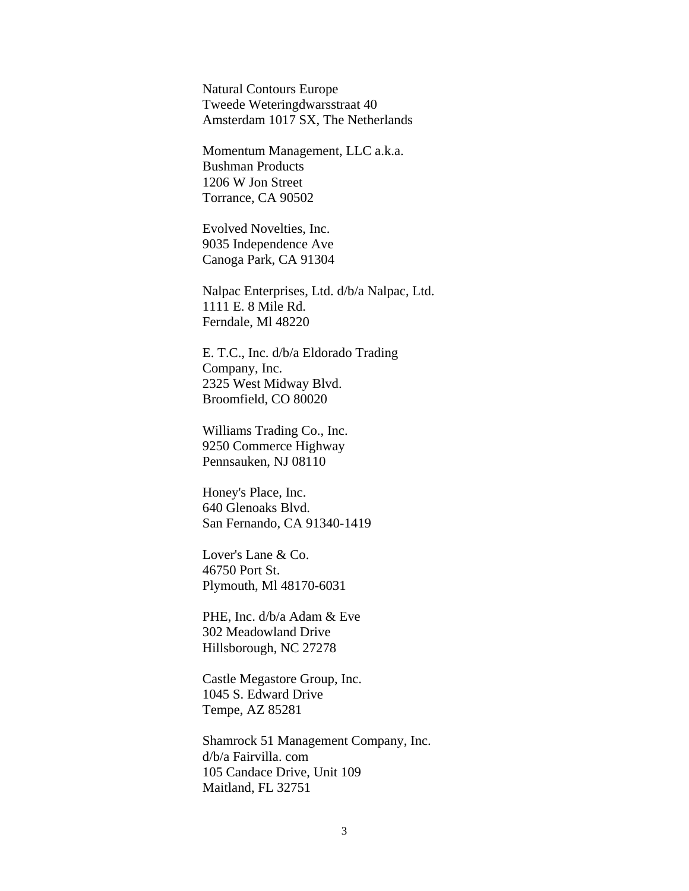Natural Contours Europe
Tweede Weteringdwarsstraat 40
Amsterdam 1017 SX, The Netherlands

Momentum Management, LLC a.k.a.
Bushman Products
1206 W Jon Street
Torrance, CA 90502

Evolved Novelties, Inc.
9035 Independence Ave
Canoga Park, CA 91304

Nalpac Enterprises, Ltd. d/b/a Nalpac, Ltd.
1111 E. 8 Mile Rd.
Ferndale, Ml 48220

E. T.C., Inc. d/b/a Eldorado Trading
Company, Inc.
2325 West Midway Blvd.
Broomfield, CO 80020

Williams Trading Co., Inc.
9250 Commerce Highway
Pennsauken, NJ 08110

Honey's Place, Inc.
640 Glenoaks Blvd.
San Fernando, CA 91340-1419

Lover's Lane & Co.
46750 Port St.
Plymouth, Ml 48170-6031

PHE, Inc. d/b/a Adam & Eve
302 Meadowland Drive
Hillsborough, NC 27278

Castle Megastore Group, Inc.
1045 S. Edward Drive
Tempe, AZ 85281

Shamrock 51 Management Company, Inc.
d/b/a Fairvilla. com
105 Candace Drive, Unit 109
Maitland, FL 32751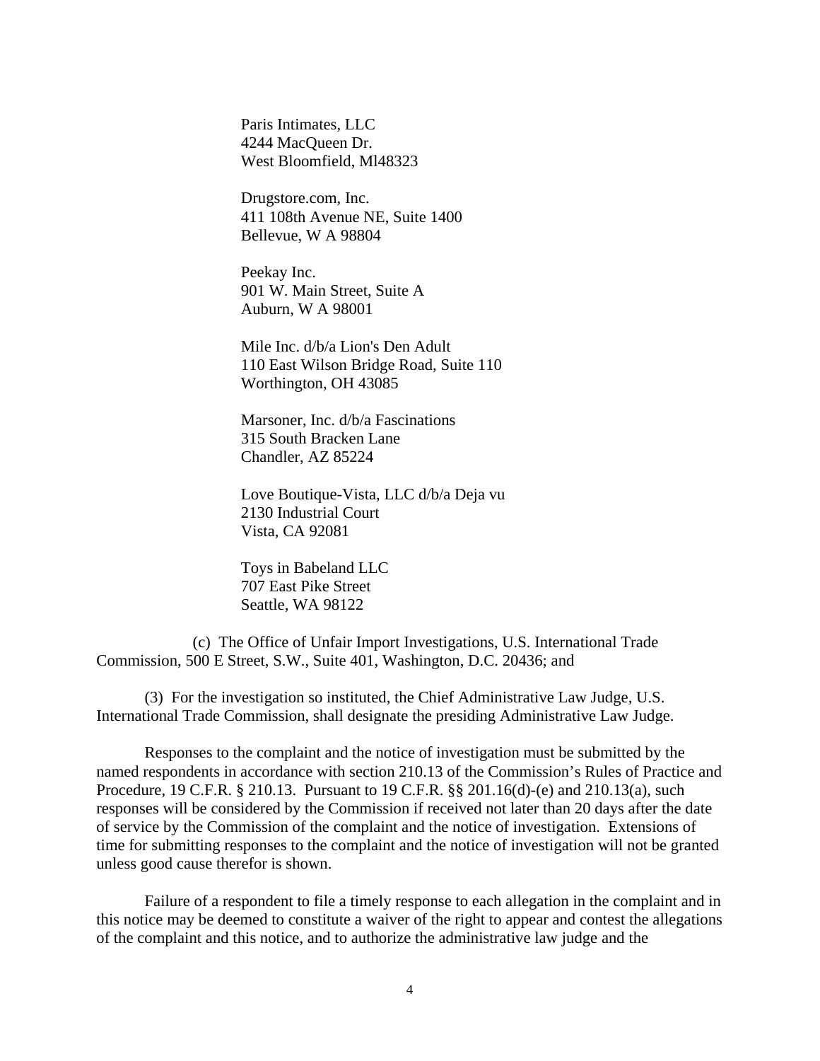Paris Intimates, LLC
4244 MacQueen Dr.
West Bloomfield, Ml48323

Drugstore.com, Inc.
411 108th Avenue NE, Suite 1400
Bellevue, W A 98804

Peekay Inc.
901 W. Main Street, Suite A
Auburn, W A 98001

Mile Inc. d/b/a Lion's Den Adult
110 East Wilson Bridge Road, Suite 110
Worthington, OH 43085

Marsoner, Inc. d/b/a Fascinations
315 South Bracken Lane
Chandler, AZ 85224

Love Boutique-Vista, LLC d/b/a Deja vu
2130 Industrial Court
Vista, CA 92081

Toys in Babeland LLC
707 East Pike Street
Seattle, WA 98122

(c) The Office of Unfair Import Investigations, U.S. International Trade Commission, 500 E Street, S.W., Suite 401, Washington, D.C. 20436; and

(3) For the investigation so instituted, the Chief Administrative Law Judge, U.S. International Trade Commission, shall designate the presiding Administrative Law Judge.

Responses to the complaint and the notice of investigation must be submitted by the named respondents in accordance with section 210.13 of the Commission's Rules of Practice and Procedure, 19 C.F.R. § 210.13. Pursuant to 19 C.F.R. §§ 201.16(d)-(e) and 210.13(a), such responses will be considered by the Commission if received not later than 20 days after the date of service by the Commission of the complaint and the notice of investigation. Extensions of time for submitting responses to the complaint and the notice of investigation will not be granted unless good cause therefor is shown.

Failure of a respondent to file a timely response to each allegation in the complaint and in this notice may be deemed to constitute a waiver of the right to appear and contest the allegations of the complaint and this notice, and to authorize the administrative law judge and the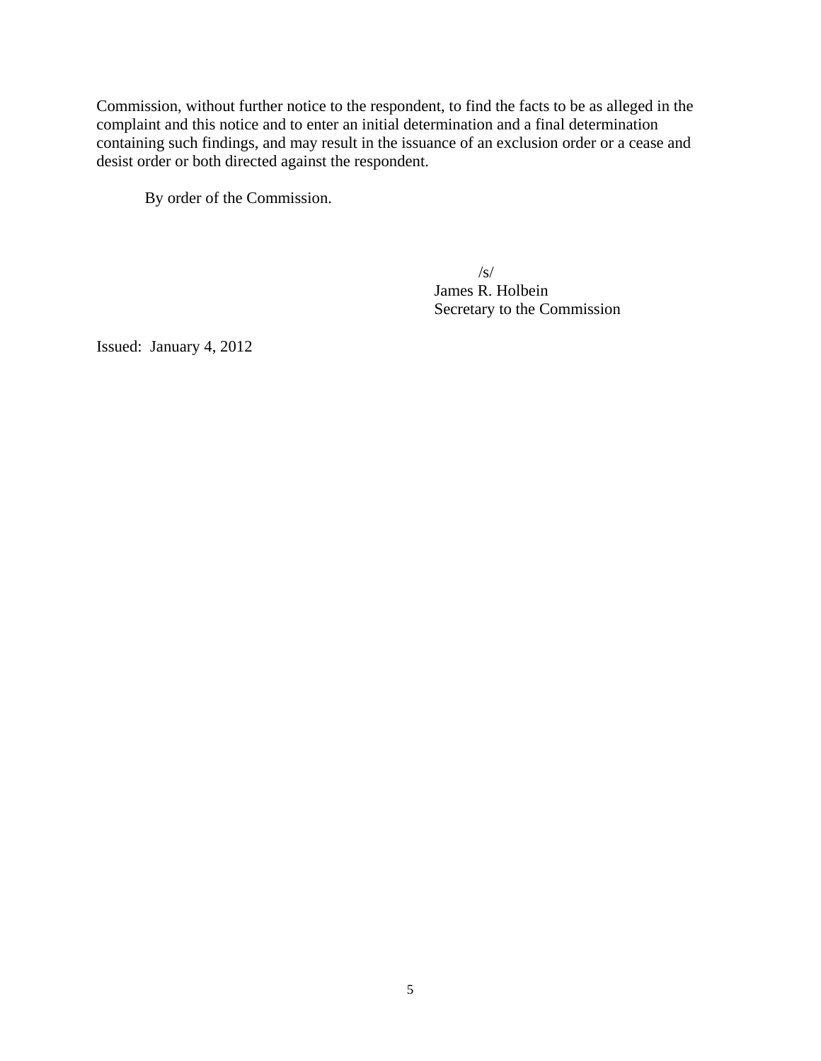Commission, without further notice to the respondent, to find the facts to be as alleged in the complaint and this notice and to enter an initial determination and a final determination containing such findings, and may result in the issuance of an exclusion order or a cease and desist order or both directed against the respondent.

By order of the Commission.

/s/
James R. Holbein
Secretary to the Commission

Issued: January 4, 2012